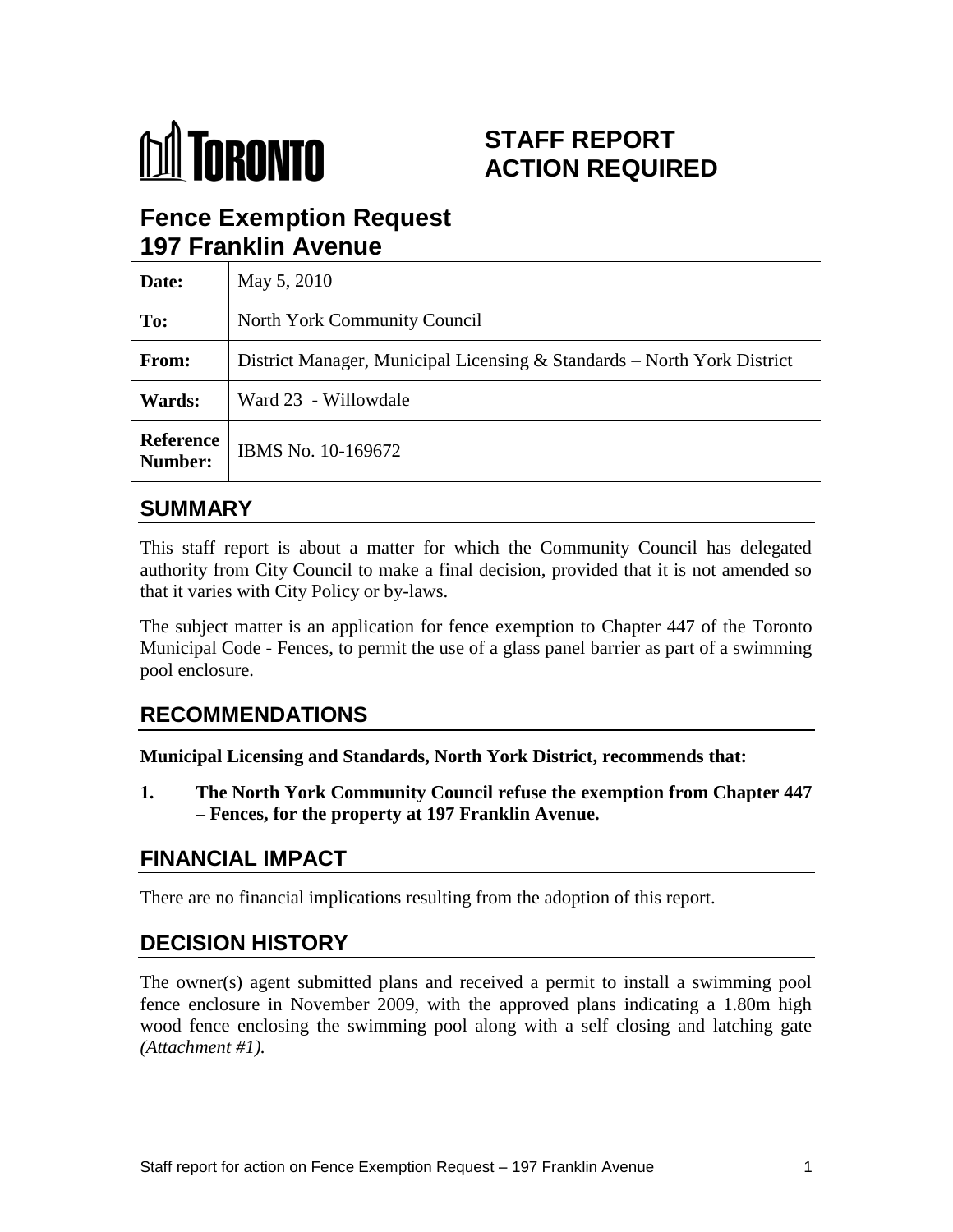# TORONTO

# STAFF REPORT ACTION REQUIRED

## Fence Exemption Request 197 Franklin Avenue

| | |
|---|---|
| **Date:** | May 5, 2010 |
| **To:** | North York Community Council |
| **From:** | District Manager, Municipal Licensing & Standards – North York District |
| **Wards:** | Ward 23 - Willowdale |
| **Reference Number:** | IBMS No. 10-169672 |

## SUMMARY

This staff report is about a matter for which the Community Council has delegated authority from City Council to make a final decision, provided that it is not amended so that it varies with City Policy or by-laws.

The subject matter is an application for fence exemption to Chapter 447 of the Toronto Municipal Code - Fences, to permit the use of a glass panel barrier as part of a swimming pool enclosure.

## RECOMMENDATIONS

**Municipal Licensing and Standards, North York District, recommends that:**

1. **The North York Community Council refuse the exemption from Chapter 447 – Fences, for the property at 197 Franklin Avenue.**

## FINANCIAL IMPACT

There are no financial implications resulting from the adoption of this report.

## DECISION HISTORY

The owner(s) agent submitted plans and received a permit to install a swimming pool fence enclosure in November 2009, with the approved plans indicating a 1.80m high wood fence enclosing the swimming pool along with a self closing and latching gate *(Attachment #1).*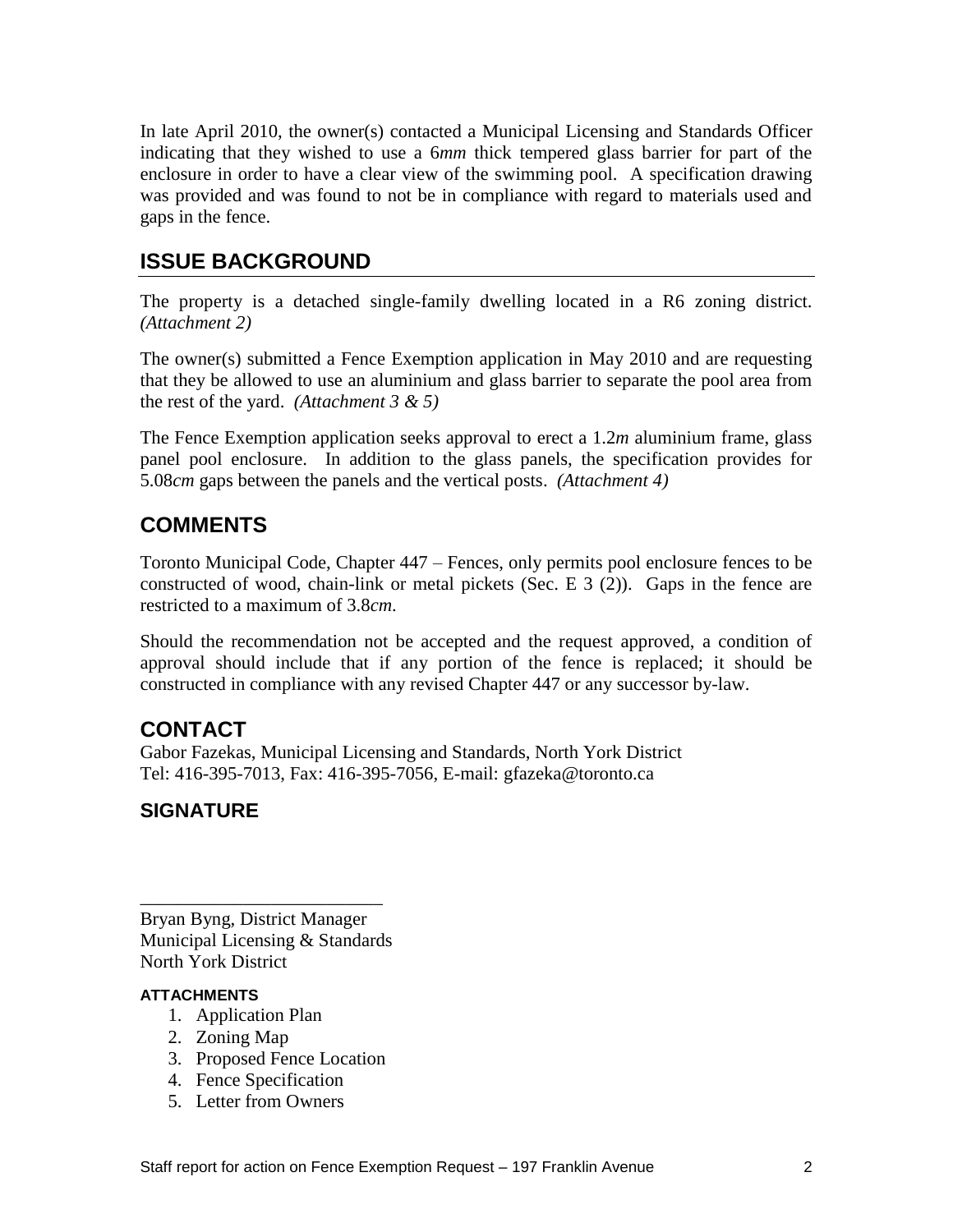In late April 2010, the owner(s) contacted a Municipal Licensing and Standards Officer indicating that they wished to use a 6*mm* thick tempered glass barrier for part of the enclosure in order to have a clear view of the swimming pool. A specification drawing was provided and was found to not be in compliance with regard to materials used and gaps in the fence.

## ISSUE BACKGROUND

The property is a detached single-family dwelling located in a R6 zoning district. *(Attachment 2)*

The owner(s) submitted a Fence Exemption application in May 2010 and are requesting that they be allowed to use an aluminium and glass barrier to separate the pool area from the rest of the yard. *(Attachment 3 & 5)*

The Fence Exemption application seeks approval to erect a 1.2*m* aluminium frame, glass panel pool enclosure. In addition to the glass panels, the specification provides for 5.08*cm* gaps between the panels and the vertical posts. *(Attachment 4)*

## COMMENTS

Toronto Municipal Code, Chapter 447 – Fences, only permits pool enclosure fences to be constructed of wood, chain-link or metal pickets (Sec. E 3 (2)). Gaps in the fence are restricted to a maximum of 3.8*cm*.

Should the recommendation not be accepted and the request approved, a condition of approval should include that if any portion of the fence is replaced; it should be constructed in compliance with any revised Chapter 447 or any successor by-law.

## CONTACT

Gabor Fazekas, Municipal Licensing and Standards, North York District
Tel: 416-395-7013, Fax: 416-395-7056, E-mail: gfazeka@toronto.ca

## SIGNATURE

_________________________

Bryan Byng, District Manager
Municipal Licensing & Standards
North York District

**ATTACHMENTS**

1. Application Plan
2. Zoning Map
3. Proposed Fence Location
4. Fence Specification
5. Letter from Owners